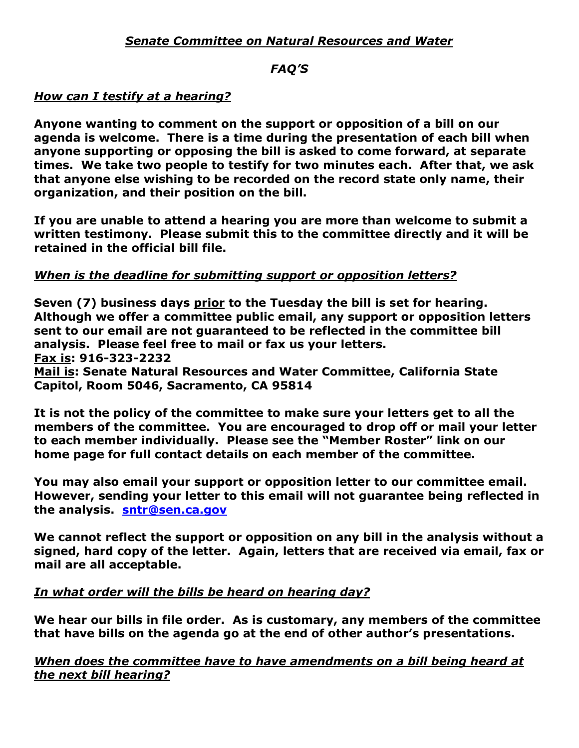# *Senate Committee on Natural Resources and Water*

## *FAQ'S*

### *How can I testify at a hearing?*

**Anyone wanting to comment on the support or opposition of a bill on our agenda is welcome. There is a time during the presentation of each bill when anyone supporting or opposing the bill is asked to come forward, at separate times. We take two people to testify for two minutes each. After that, we ask that anyone else wishing to be recorded on the record state only name, their organization, and their position on the bill.**

**If you are unable to attend a hearing you are more than welcome to submit a written testimony. Please submit this to the committee directly and it will be retained in the official bill file.**

### *When is the deadline for submitting support or opposition letters?*

**Seven (7) business days prior to the Tuesday the bill is set for hearing. Although we offer a committee public email, any support or opposition letters sent to our email are not guaranteed to be reflected in the committee bill analysis. Please feel free to mail or fax us your letters.**
**Fax is: 916-323-2232**
**Mail is: Senate Natural Resources and Water Committee, California State Capitol, Room 5046, Sacramento, CA 95814**

**It is not the policy of the committee to make sure your letters get to all the members of the committee. You are encouraged to drop off or mail your letter to each member individually. Please see the "Member Roster" link on our home page for full contact details on each member of the committee.**

**You may also email your support or opposition letter to our committee email. However, sending your letter to this email will not guarantee being reflected in the analysis. sntr@sen.ca.gov**

**We cannot reflect the support or opposition on any bill in the analysis without a signed, hard copy of the letter. Again, letters that are received via email, fax or mail are all acceptable.**

### *In what order will the bills be heard on hearing day?*

**We hear our bills in file order. As is customary, any members of the committee that have bills on the agenda go at the end of other author's presentations.**

### *When does the committee have to have amendments on a bill being heard at the next bill hearing?*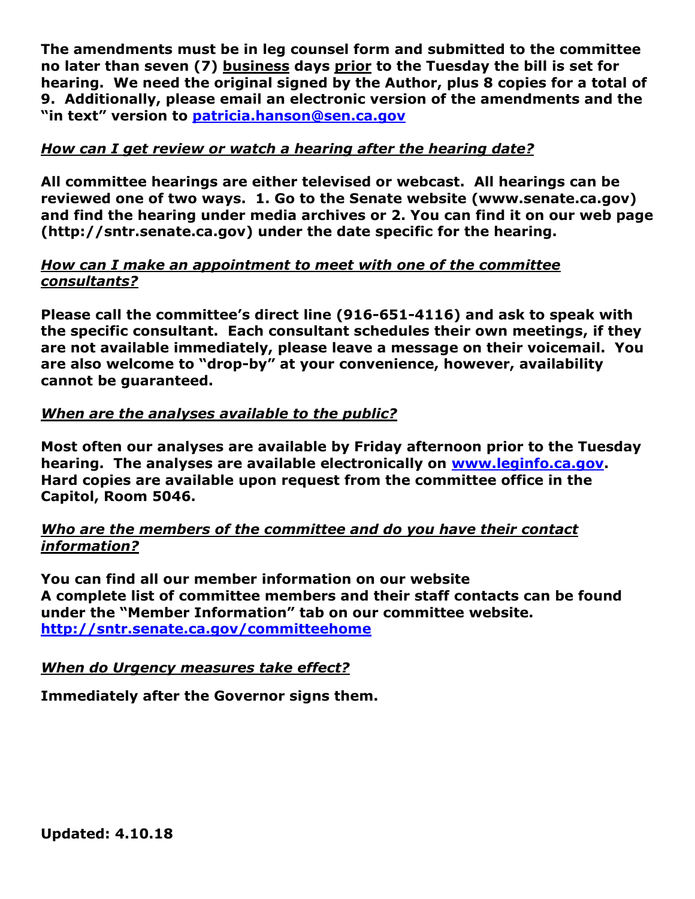**The amendments must be in leg counsel form and submitted to the committee no later than seven (7) <u>business</u> days <u>prior</u> to the Tuesday the bill is set for hearing. We need the original signed by the Author, plus 8 copies for a total of 9. Additionally, please email an electronic version of the amendments and the "in text" version to [patricia.hanson@sen.ca.gov](mailto:patricia.hanson@sen.ca.gov)**

***<u>How can I get review or watch a hearing after the hearing date?</u>***

**All committee hearings are either televised or webcast. All hearings can be reviewed one of two ways. 1. Go to the Senate website (www.senate.ca.gov) and find the hearing under media archives or 2. You can find it on our web page (http://sntr.senate.ca.gov) under the date specific for the hearing.**

***<u>How can I make an appointment to meet with one of the committee consultants?</u>***

**Please call the committee's direct line (916-651-4116) and ask to speak with the specific consultant. Each consultant schedules their own meetings, if they are not available immediately, please leave a message on their voicemail. You are also welcome to "drop-by" at your convenience, however, availability cannot be guaranteed.**

***<u>When are the analyses available to the public?</u>***

**Most often our analyses are available by Friday afternoon prior to the Tuesday hearing. The analyses are available electronically on [www.leginfo.ca.gov](http://www.leginfo.ca.gov). Hard copies are available upon request from the committee office in the Capitol, Room 5046.**

***<u>Who are the members of the committee and do you have their contact information?</u>***

**You can find all our member information on our website**
**A complete list of committee members and their staff contacts can be found under the "Member Information" tab on our committee website.**
**[http://sntr.senate.ca.gov/committeehome](http://sntr.senate.ca.gov/committeehome)**

***<u>When do Urgency measures take effect?</u>***

**Immediately after the Governor signs them.**

**Updated: 4.10.18**